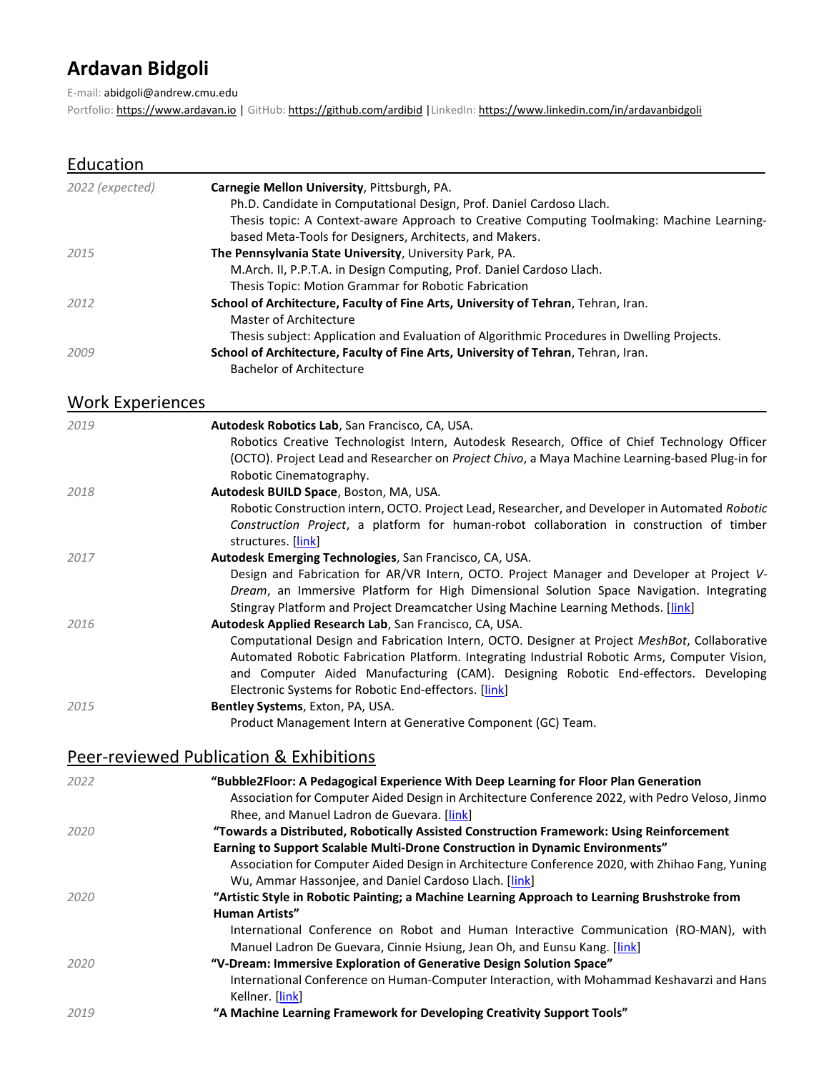# Ardavan Bidgoli

E-mail: abidgoli@andrew.cmu.edu

Portfolio: https://www.ardavan.io | GitHub: https://github.com/ardibid |LinkedIn: https://www.linkedin.com/in/ardavanbidgoli

## Education

*2022 (expected)* — **Carnegie Mellon University**, Pittsburgh, PA.
Ph.D. Candidate in Computational Design, Prof. Daniel Cardoso Llach.
Thesis topic: A Context-aware Approach to Creative Computing Toolmaking: Machine Learning-based Meta-Tools for Designers, Architects, and Makers.

*2015* — **The Pennsylvania State University**, University Park, PA.
M.Arch. II, P.P.T.A. in Design Computing, Prof. Daniel Cardoso Llach.
Thesis Topic: Motion Grammar for Robotic Fabrication

*2012* — **School of Architecture, Faculty of Fine Arts, University of Tehran**, Tehran, Iran.
Master of Architecture
Thesis subject: Application and Evaluation of Algorithmic Procedures in Dwelling Projects.

*2009* — **School of Architecture, Faculty of Fine Arts, University of Tehran**, Tehran, Iran.
Bachelor of Architecture

## Work Experiences

*2019* — **Autodesk Robotics Lab**, San Francisco, CA, USA.
Robotics Creative Technologist Intern, Autodesk Research, Office of Chief Technology Officer (OCTO). Project Lead and Researcher on *Project Chivo*, a Maya Machine Learning-based Plug-in for Robotic Cinematography.

*2018* — **Autodesk BUILD Space**, Boston, MA, USA.
Robotic Construction intern, OCTO. Project Lead, Researcher, and Developer in Automated *Robotic Construction Project*, a platform for human-robot collaboration in construction of timber structures. [link]

*2017* — **Autodesk Emerging Technologies**, San Francisco, CA, USA.
Design and Fabrication for AR/VR Intern, OCTO. Project Manager and Developer at Project *V-Dream*, an Immersive Platform for High Dimensional Solution Space Navigation. Integrating Stingray Platform and Project Dreamcatcher Using Machine Learning Methods. [link]

*2016* — **Autodesk Applied Research Lab**, San Francisco, CA, USA.
Computational Design and Fabrication Intern, OCTO. Designer at Project *MeshBot*, Collaborative Automated Robotic Fabrication Platform. Integrating Industrial Robotic Arms, Computer Vision, and Computer Aided Manufacturing (CAM). Designing Robotic End-effectors. Developing Electronic Systems for Robotic End-effectors. [link]

*2015* — **Bentley Systems**, Exton, PA, USA.
Product Management Intern at Generative Component (GC) Team.

## Peer-reviewed Publication & Exhibitions

*2022* — **"Bubble2Floor: A Pedagogical Experience With Deep Learning for Floor Plan Generation**
Association for Computer Aided Design in Architecture Conference 2022, with Pedro Veloso, Jinmo Rhee, and Manuel Ladron de Guevara. [link]

*2020* — **"Towards a Distributed, Robotically Assisted Construction Framework: Using Reinforcement Earning to Support Scalable Multi-Drone Construction in Dynamic Environments"**
Association for Computer Aided Design in Architecture Conference 2020, with Zhihao Fang, Yuning Wu, Ammar Hassonjee, and Daniel Cardoso Llach. [link]

*2020* — **"Artistic Style in Robotic Painting; a Machine Learning Approach to Learning Brushstroke from Human Artists"**
International Conference on Robot and Human Interactive Communication (RO-MAN), with Manuel Ladron De Guevara, Cinnie Hsiung, Jean Oh, and Eunsu Kang. [link]

*2020* — **"V-Dream: Immersive Exploration of Generative Design Solution Space"**
International Conference on Human-Computer Interaction, with Mohammad Keshavarzi and Hans Kellner. [link]

*2019* — **"A Machine Learning Framework for Developing Creativity Support Tools"**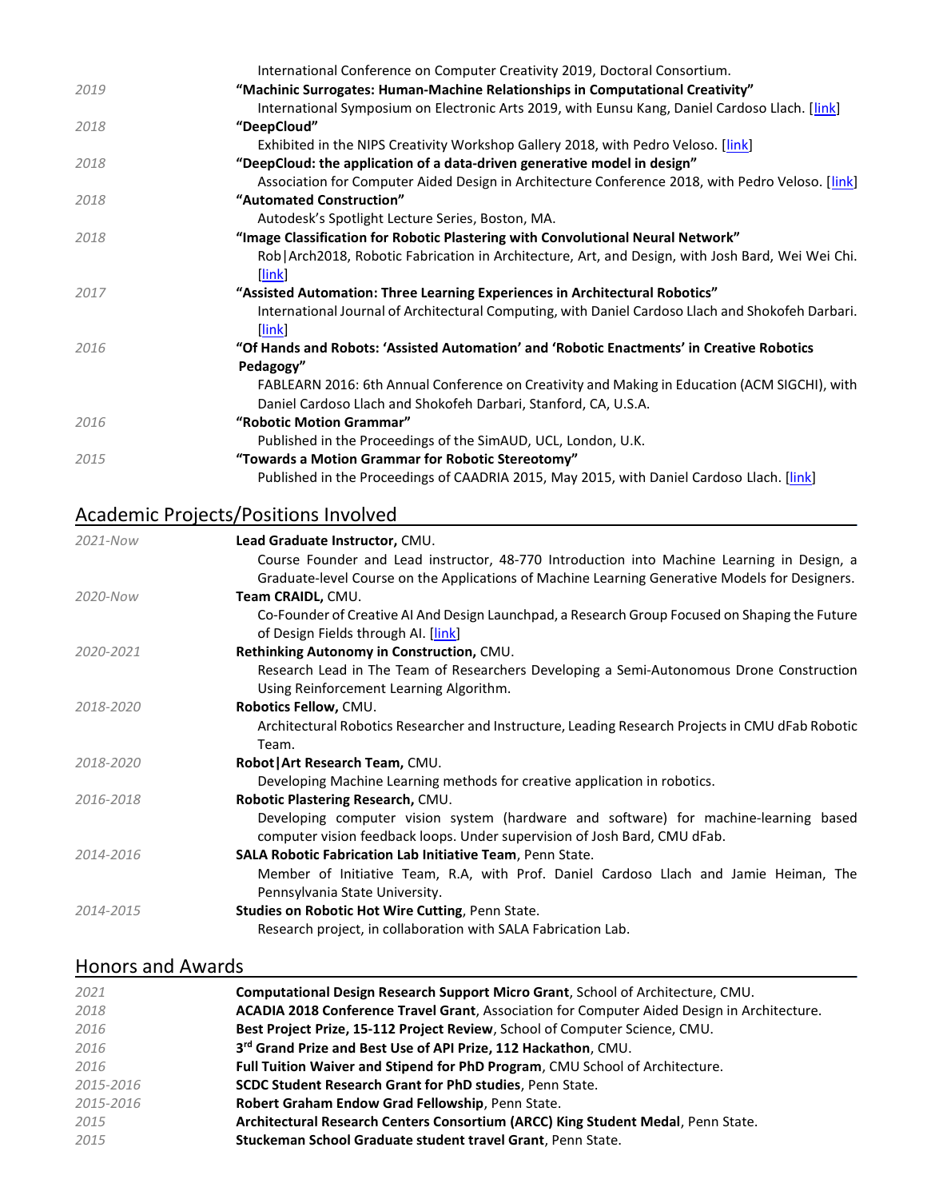International Conference on Computer Creativity 2019, Doctoral Consortium.

*2019* **"Machinic Surrogates: Human-Machine Relationships in Computational Creativity"**
International Symposium on Electronic Arts 2019, with Eunsu Kang, Daniel Cardoso Llach. [link]

*2018* **"DeepCloud"**
Exhibited in the NIPS Creativity Workshop Gallery 2018, with Pedro Veloso. [link]

*2018* **"DeepCloud: the application of a data-driven generative model in design"**
Association for Computer Aided Design in Architecture Conference 2018, with Pedro Veloso. [link]

*2018* **"Automated Construction"**
Autodesk's Spotlight Lecture Series, Boston, MA.

*2018* **"Image Classification for Robotic Plastering with Convolutional Neural Network"**
Rob|Arch2018, Robotic Fabrication in Architecture, Art, and Design, with Josh Bard, Wei Wei Chi. [link]

*2017* **"Assisted Automation: Three Learning Experiences in Architectural Robotics"**
International Journal of Architectural Computing, with Daniel Cardoso Llach and Shokofeh Darbari. [link]

*2016* **"Of Hands and Robots: 'Assisted Automation' and 'Robotic Enactments' in Creative Robotics Pedagogy"**
FABLEARN 2016: 6th Annual Conference on Creativity and Making in Education (ACM SIGCHI), with Daniel Cardoso Llach and Shokofeh Darbari, Stanford, CA, U.S.A.

*2016* **"Robotic Motion Grammar"**
Published in the Proceedings of the SimAUD, UCL, London, U.K.

*2015* **"Towards a Motion Grammar for Robotic Stereotomy"**
Published in the Proceedings of CAADRIA 2015, May 2015, with Daniel Cardoso Llach. [link]

## Academic Projects/Positions Involved

*2021-Now* **Lead Graduate Instructor,** CMU.
Course Founder and Lead instructor, 48-770 Introduction into Machine Learning in Design, a Graduate-level Course on the Applications of Machine Learning Generative Models for Designers.

*2020-Now* **Team CRAIDL,** CMU.
Co-Founder of Creative AI And Design Launchpad, a Research Group Focused on Shaping the Future of Design Fields through AI. [link]

*2020-2021* **Rethinking Autonomy in Construction,** CMU.
Research Lead in The Team of Researchers Developing a Semi-Autonomous Drone Construction Using Reinforcement Learning Algorithm.

*2018-2020* **Robotics Fellow,** CMU.
Architectural Robotics Researcher and Instructure, Leading Research Projects in CMU dFab Robotic Team.

*2018-2020* **Robot|Art Research Team,** CMU.
Developing Machine Learning methods for creative application in robotics.

*2016-2018* **Robotic Plastering Research,** CMU.
Developing computer vision system (hardware and software) for machine-learning based computer vision feedback loops. Under supervision of Josh Bard, CMU dFab.

*2014-2016* **SALA Robotic Fabrication Lab Initiative Team**, Penn State.
Member of Initiative Team, R.A, with Prof. Daniel Cardoso Llach and Jamie Heiman, The Pennsylvania State University.

*2014-2015* **Studies on Robotic Hot Wire Cutting**, Penn State.
Research project, in collaboration with SALA Fabrication Lab.

## Honors and Awards

*2021* **Computational Design Research Support Micro Grant**, School of Architecture, CMU.
*2018* **ACADIA 2018 Conference Travel Grant**, Association for Computer Aided Design in Architecture.
*2016* **Best Project Prize, 15-112 Project Review**, School of Computer Science, CMU.
*2016* **3rd Grand Prize and Best Use of API Prize, 112 Hackathon**, CMU.
*2016* **Full Tuition Waiver and Stipend for PhD Program**, CMU School of Architecture.
*2015-2016* **SCDC Student Research Grant for PhD studies**, Penn State.
*2015-2016* **Robert Graham Endow Grad Fellowship**, Penn State.
*2015* **Architectural Research Centers Consortium (ARCC) King Student Medal**, Penn State.
*2015* **Stuckeman School Graduate student travel Grant**, Penn State.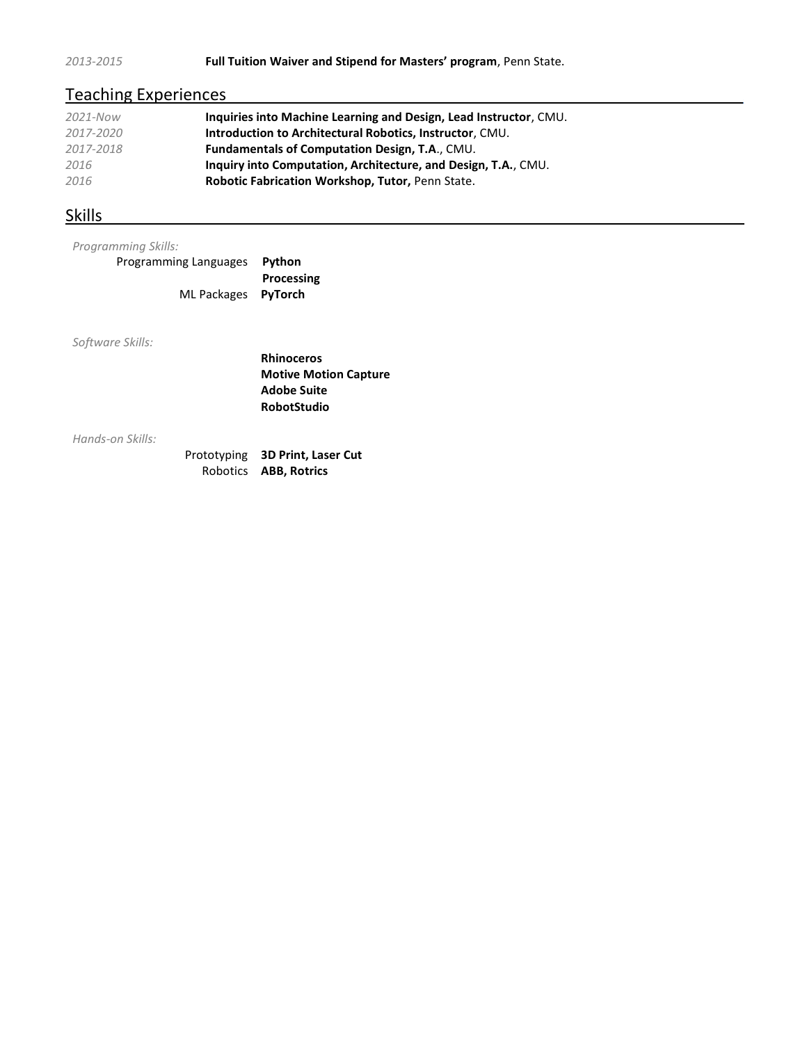*2013-2015* **Full Tuition Waiver and Stipend for Masters' program**, Penn State.

## Teaching Experiences

*2021-Now* **Inquiries into Machine Learning and Design, Lead Instructor**, CMU.
*2017-2020* **Introduction to Architectural Robotics, Instructor**, CMU.
*2017-2018* **Fundamentals of Computation Design, T.A**., CMU.
*2016* **Inquiry into Computation, Architecture, and Design, T.A.**, CMU.
*2016* **Robotic Fabrication Workshop, Tutor,** Penn State.

## Skills

*Programming Skills:*

Programming Languages **Python**
**Processing**
ML Packages **PyTorch**

*Software Skills:*

**Rhinoceros**
**Motive Motion Capture**
**Adobe Suite**
**RobotStudio**

*Hands-on Skills:*

Prototyping **3D Print, Laser Cut**
Robotics **ABB, Rotrics**